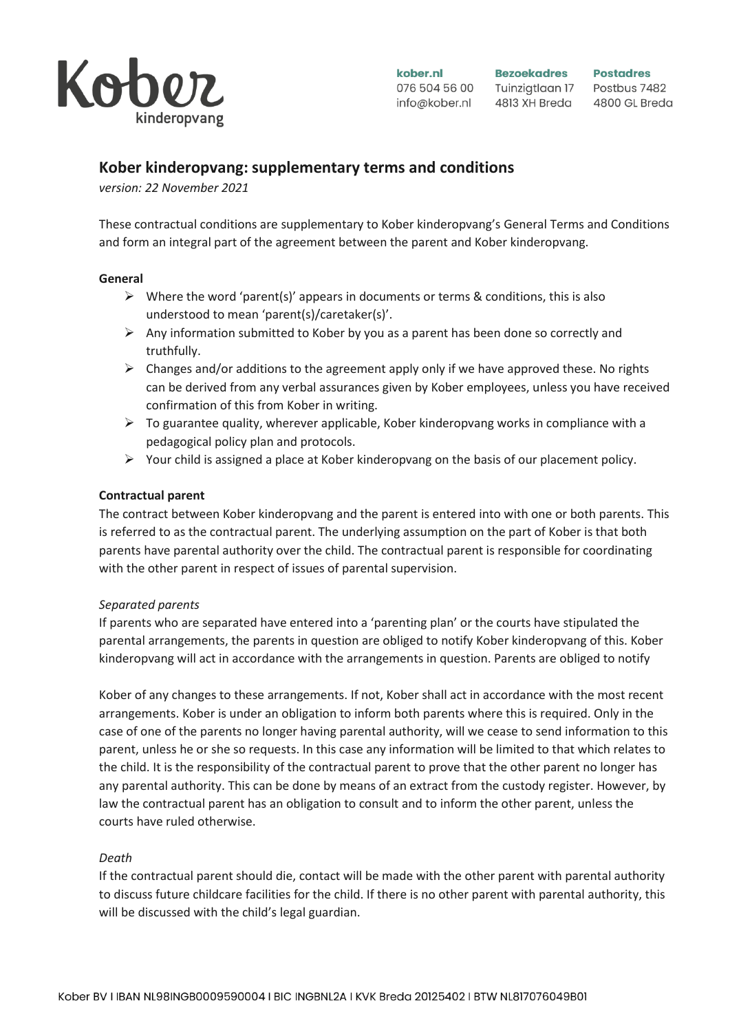## Kober kinderopvang: supplementary terms and conditions

*version: 22 November 2021*

These contractual conditions are supplementary to Kober kinderopvang's General Terms and Conditions and form an integral part of the agreement between the parent and Kober kinderopvang.

**General**

- Where the word 'parent(s)' appears in documents or terms & conditions, this is also understood to mean 'parent(s)/caretaker(s)'.
- Any information submitted to Kober by you as a parent has been done so correctly and truthfully.
- Changes and/or additions to the agreement apply only if we have approved these. No rights can be derived from any verbal assurances given by Kober employees, unless you have received confirmation of this from Kober in writing.
- To guarantee quality, wherever applicable, Kober kinderopvang works in compliance with a pedagogical policy plan and protocols.
- Your child is assigned a place at Kober kinderopvang on the basis of our placement policy.

**Contractual parent**

The contract between Kober kinderopvang and the parent is entered into with one or both parents. This is referred to as the contractual parent. The underlying assumption on the part of Kober is that both parents have parental authority over the child. The contractual parent is responsible for coordinating with the other parent in respect of issues of parental supervision.

*Separated parents*

If parents who are separated have entered into a 'parenting plan' or the courts have stipulated the parental arrangements, the parents in question are obliged to notify Kober kinderopvang of this. Kober kinderopvang will act in accordance with the arrangements in question. Parents are obliged to notify Kober of any changes to these arrangements. If not, Kober shall act in accordance with the most recent arrangements. Kober is under an obligation to inform both parents where this is required. Only in the case of one of the parents no longer having parental authority, will we cease to send information to this parent, unless he or she so requests. In this case any information will be limited to that which relates to the child. It is the responsibility of the contractual parent to prove that the other parent no longer has any parental authority. This can be done by means of an extract from the custody register. However, by law the contractual parent has an obligation to consult and to inform the other parent, unless the courts have ruled otherwise.

*Death*

If the contractual parent should die, contact will be made with the other parent with parental authority to discuss future childcare facilities for the child. If there is no other parent with parental authority, this will be discussed with the child's legal guardian.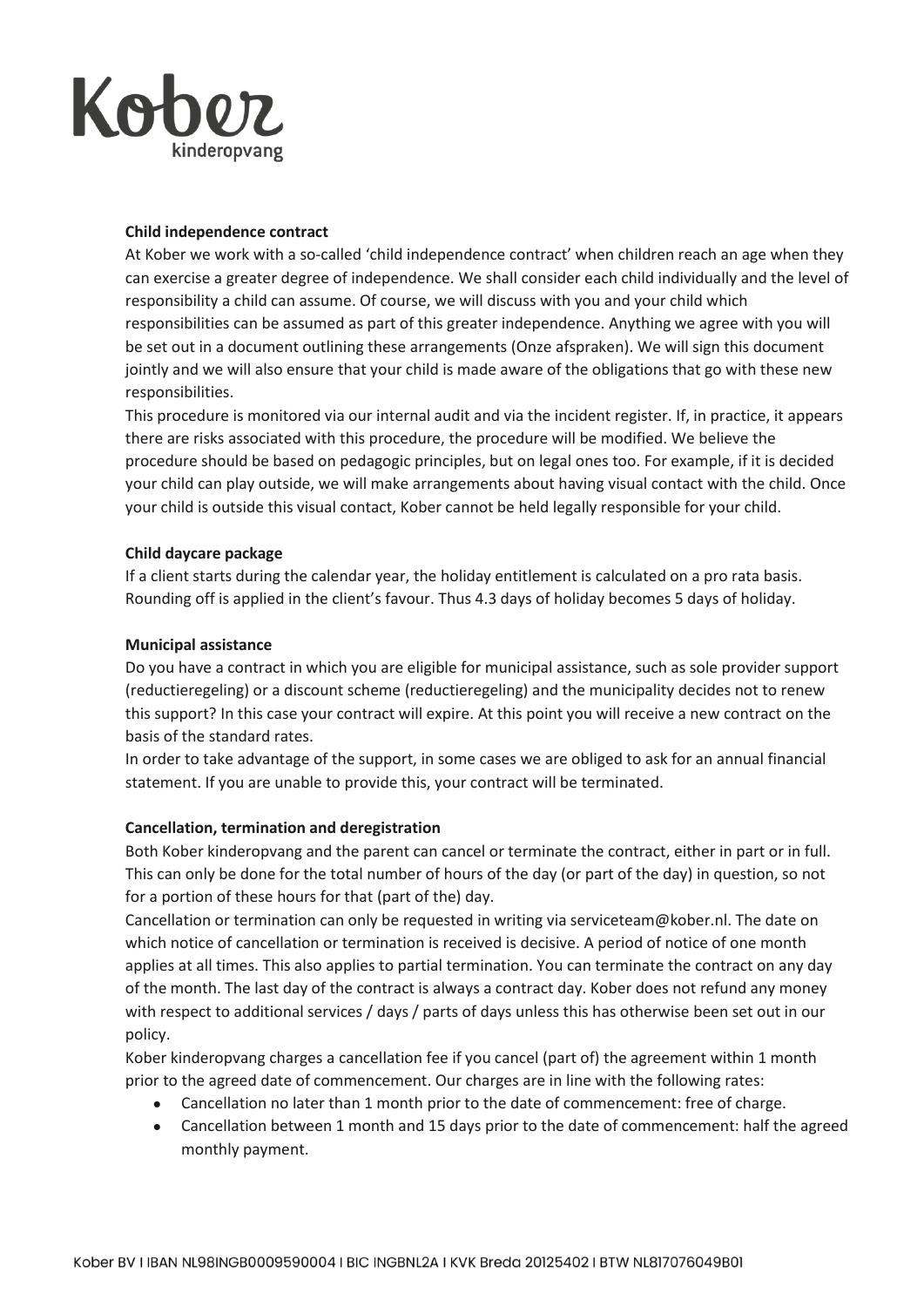**Child independence contract**

At Kober we work with a so-called 'child independence contract' when children reach an age when they can exercise a greater degree of independence. We shall consider each child individually and the level of responsibility a child can assume. Of course, we will discuss with you and your child which responsibilities can be assumed as part of this greater independence. Anything we agree with you will be set out in a document outlining these arrangements (Onze afspraken). We will sign this document jointly and we will also ensure that your child is made aware of the obligations that go with these new responsibilities.

This procedure is monitored via our internal audit and via the incident register. If, in practice, it appears there are risks associated with this procedure, the procedure will be modified. We believe the procedure should be based on pedagogic principles, but on legal ones too. For example, if it is decided your child can play outside, we will make arrangements about having visual contact with the child. Once your child is outside this visual contact, Kober cannot be held legally responsible for your child.

**Child daycare package**

If a client starts during the calendar year, the holiday entitlement is calculated on a pro rata basis. Rounding off is applied in the client's favour. Thus 4.3 days of holiday becomes 5 days of holiday.

**Municipal assistance**

Do you have a contract in which you are eligible for municipal assistance, such as sole provider support (reductieregeling) or a discount scheme (reductieregeling) and the municipality decides not to renew this support? In this case your contract will expire. At this point you will receive a new contract on the basis of the standard rates.

In order to take advantage of the support, in some cases we are obliged to ask for an annual financial statement. If you are unable to provide this, your contract will be terminated.

**Cancellation, termination and deregistration**

Both Kober kinderopvang and the parent can cancel or terminate the contract, either in part or in full. This can only be done for the total number of hours of the day (or part of the day) in question, so not for a portion of these hours for that (part of the) day.

Cancellation or termination can only be requested in writing via serviceteam@kober.nl. The date on which notice of cancellation or termination is received is decisive. A period of notice of one month applies at all times. This also applies to partial termination. You can terminate the contract on any day of the month. The last day of the contract is always a contract day. Kober does not refund any money with respect to additional services / days / parts of days unless this has otherwise been set out in our policy.

Kober kinderopvang charges a cancellation fee if you cancel (part of) the agreement within 1 month prior to the agreed date of commencement. Our charges are in line with the following rates:

- Cancellation no later than 1 month prior to the date of commencement: free of charge.
- Cancellation between 1 month and 15 days prior to the date of commencement: half the agreed monthly payment.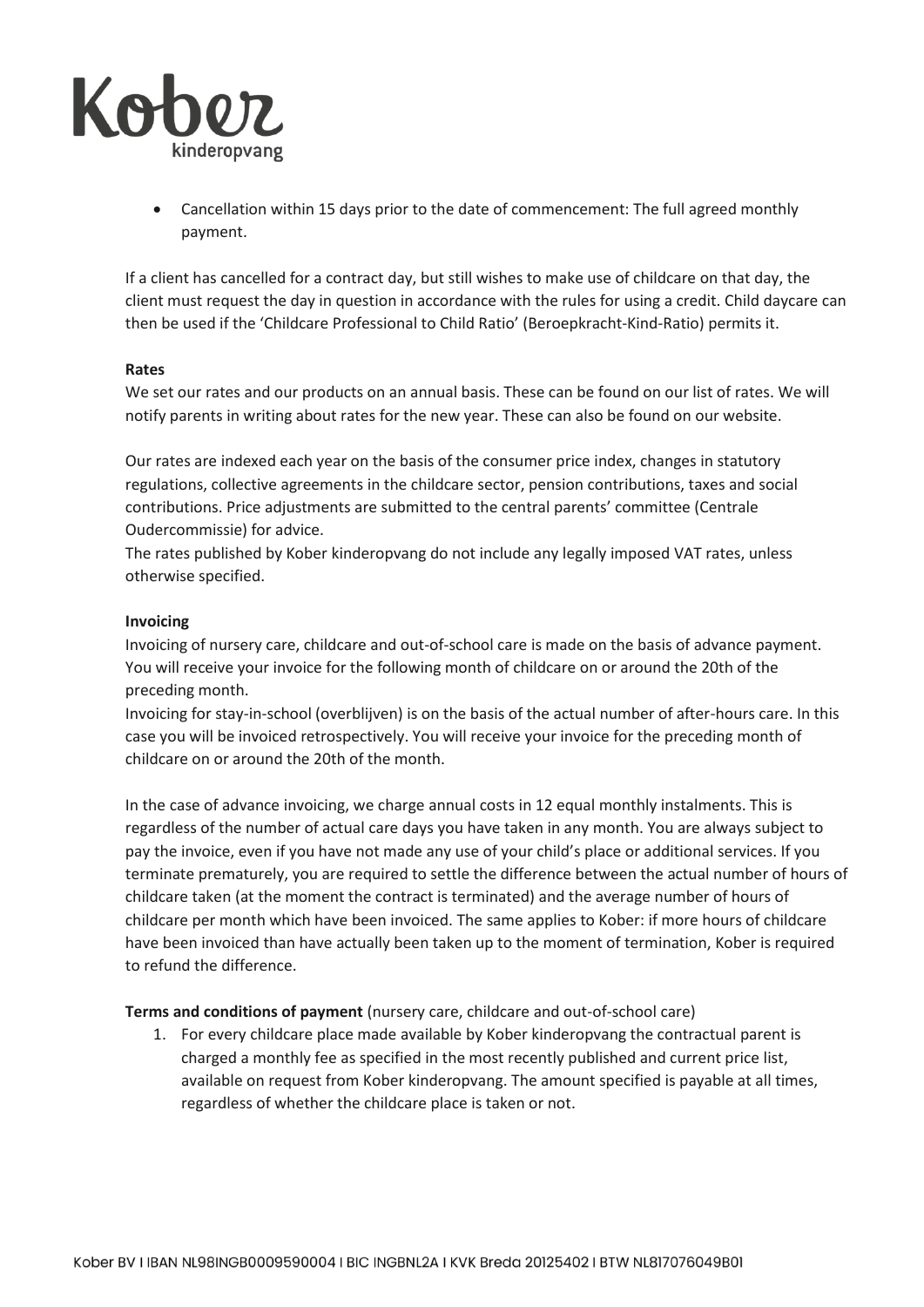- Cancellation within 15 days prior to the date of commencement: The full agreed monthly payment.

If a client has cancelled for a contract day, but still wishes to make use of childcare on that day, the client must request the day in question in accordance with the rules for using a credit. Child daycare can then be used if the 'Childcare Professional to Child Ratio' (Beroepkracht-Kind-Ratio) permits it.

**Rates**

We set our rates and our products on an annual basis. These can be found on our list of rates. We will notify parents in writing about rates for the new year. These can also be found on our website.

Our rates are indexed each year on the basis of the consumer price index, changes in statutory regulations, collective agreements in the childcare sector, pension contributions, taxes and social contributions. Price adjustments are submitted to the central parents' committee (Centrale Oudercommissie) for advice.

The rates published by Kober kinderopvang do not include any legally imposed VAT rates, unless otherwise specified.

**Invoicing**

Invoicing of nursery care, childcare and out-of-school care is made on the basis of advance payment. You will receive your invoice for the following month of childcare on or around the 20th of the preceding month.

Invoicing for stay-in-school (overblijven) is on the basis of the actual number of after-hours care. In this case you will be invoiced retrospectively. You will receive your invoice for the preceding month of childcare on or around the 20th of the month.

In the case of advance invoicing, we charge annual costs in 12 equal monthly instalments. This is regardless of the number of actual care days you have taken in any month. You are always subject to pay the invoice, even if you have not made any use of your child's place or additional services. If you terminate prematurely, you are required to settle the difference between the actual number of hours of childcare taken (at the moment the contract is terminated) and the average number of hours of childcare per month which have been invoiced. The same applies to Kober: if more hours of childcare have been invoiced than have actually been taken up to the moment of termination, Kober is required to refund the difference.

**Terms and conditions of payment** (nursery care, childcare and out-of-school care)

1. For every childcare place made available by Kober kinderopvang the contractual parent is charged a monthly fee as specified in the most recently published and current price list, available on request from Kober kinderopvang. The amount specified is payable at all times, regardless of whether the childcare place is taken or not.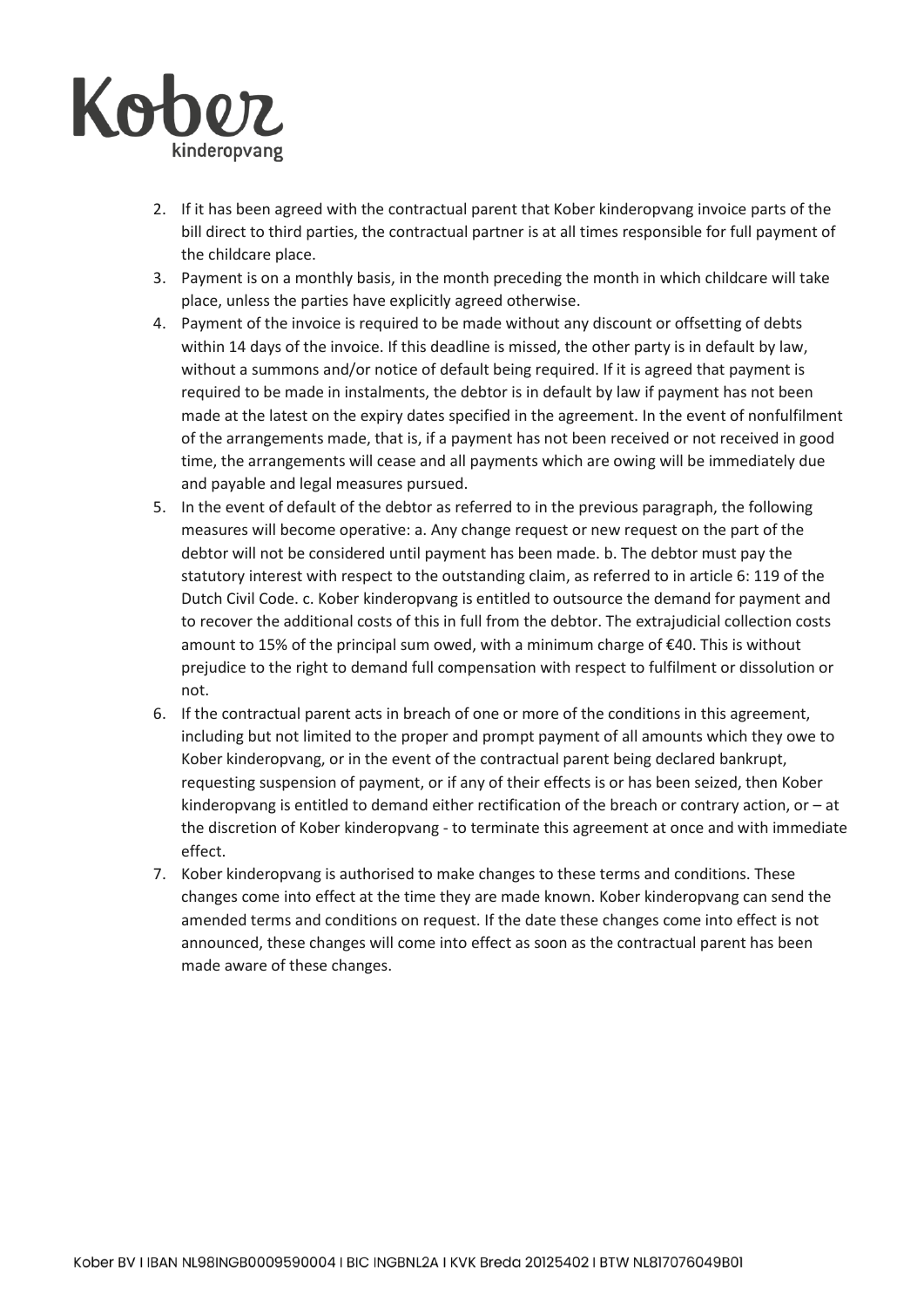2. If it has been agreed with the contractual parent that Kober kinderopvang invoice parts of the bill direct to third parties, the contractual partner is at all times responsible for full payment of the childcare place.
3. Payment is on a monthly basis, in the month preceding the month in which childcare will take place, unless the parties have explicitly agreed otherwise.
4. Payment of the invoice is required to be made without any discount or offsetting of debts within 14 days of the invoice. If this deadline is missed, the other party is in default by law, without a summons and/or notice of default being required. If it is agreed that payment is required to be made in instalments, the debtor is in default by law if payment has not been made at the latest on the expiry dates specified in the agreement. In the event of nonfulfilment of the arrangements made, that is, if a payment has not been received or not received in good time, the arrangements will cease and all payments which are owing will be immediately due and payable and legal measures pursued.
5. In the event of default of the debtor as referred to in the previous paragraph, the following measures will become operative: a. Any change request or new request on the part of the debtor will not be considered until payment has been made. b. The debtor must pay the statutory interest with respect to the outstanding claim, as referred to in article 6: 119 of the Dutch Civil Code. c. Kober kinderopvang is entitled to outsource the demand for payment and to recover the additional costs of this in full from the debtor. The extrajudicial collection costs amount to 15% of the principal sum owed, with a minimum charge of €40. This is without prejudice to the right to demand full compensation with respect to fulfilment or dissolution or not.
6. If the contractual parent acts in breach of one or more of the conditions in this agreement, including but not limited to the proper and prompt payment of all amounts which they owe to Kober kinderopvang, or in the event of the contractual parent being declared bankrupt, requesting suspension of payment, or if any of their effects is or has been seized, then Kober kinderopvang is entitled to demand either rectification of the breach or contrary action, or – at the discretion of Kober kinderopvang - to terminate this agreement at once and with immediate effect.
7. Kober kinderopvang is authorised to make changes to these terms and conditions. These changes come into effect at the time they are made known. Kober kinderopvang can send the amended terms and conditions on request. If the date these changes come into effect is not announced, these changes will come into effect as soon as the contractual parent has been made aware of these changes.